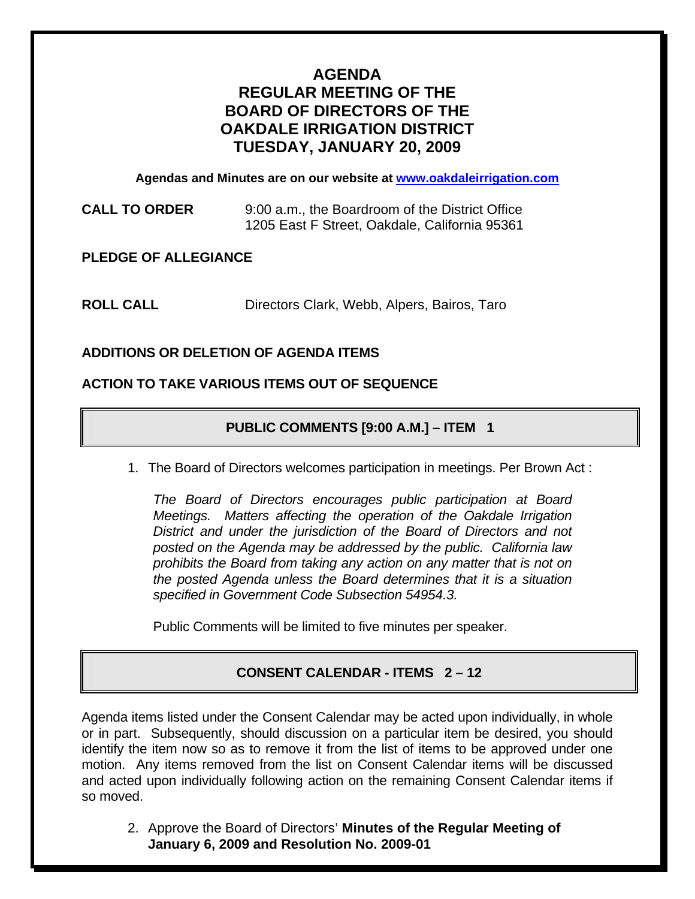# AGENDA
# REGULAR MEETING OF THE BOARD OF DIRECTORS OF THE OAKDALE IRRIGATION DISTRICT
# TUESDAY, JANUARY 20, 2009

**Agendas and Minutes are on our website at www.oakdaleirrigation.com**

**CALL TO ORDER** 9:00 a.m., the Boardroom of the District Office
1205 East F Street, Oakdale, California 95361

**PLEDGE OF ALLEGIANCE**

**ROLL CALL** Directors Clark, Webb, Alpers, Bairos, Taro

**ADDITIONS OR DELETION OF AGENDA ITEMS**

**ACTION TO TAKE VARIOUS ITEMS OUT OF SEQUENCE**

## PUBLIC COMMENTS [9:00 A.M.] – ITEM 1

1. The Board of Directors welcomes participation in meetings. Per Brown Act :

   *The Board of Directors encourages public participation at Board Meetings. Matters affecting the operation of the Oakdale Irrigation District and under the jurisdiction of the Board of Directors and not posted on the Agenda may be addressed by the public. California law prohibits the Board from taking any action on any matter that is not on the posted Agenda unless the Board determines that it is a situation specified in Government Code Subsection 54954.3.*

   Public Comments will be limited to five minutes per speaker.

## CONSENT CALENDAR - ITEMS 2 – 12

Agenda items listed under the Consent Calendar may be acted upon individually, in whole or in part. Subsequently, should discussion on a particular item be desired, you should identify the item now so as to remove it from the list of items to be approved under one motion. Any items removed from the list on Consent Calendar items will be discussed and acted upon individually following action on the remaining Consent Calendar items if so moved.

2. Approve the Board of Directors' **Minutes of the Regular Meeting of January 6, 2009 and Resolution No. 2009-01**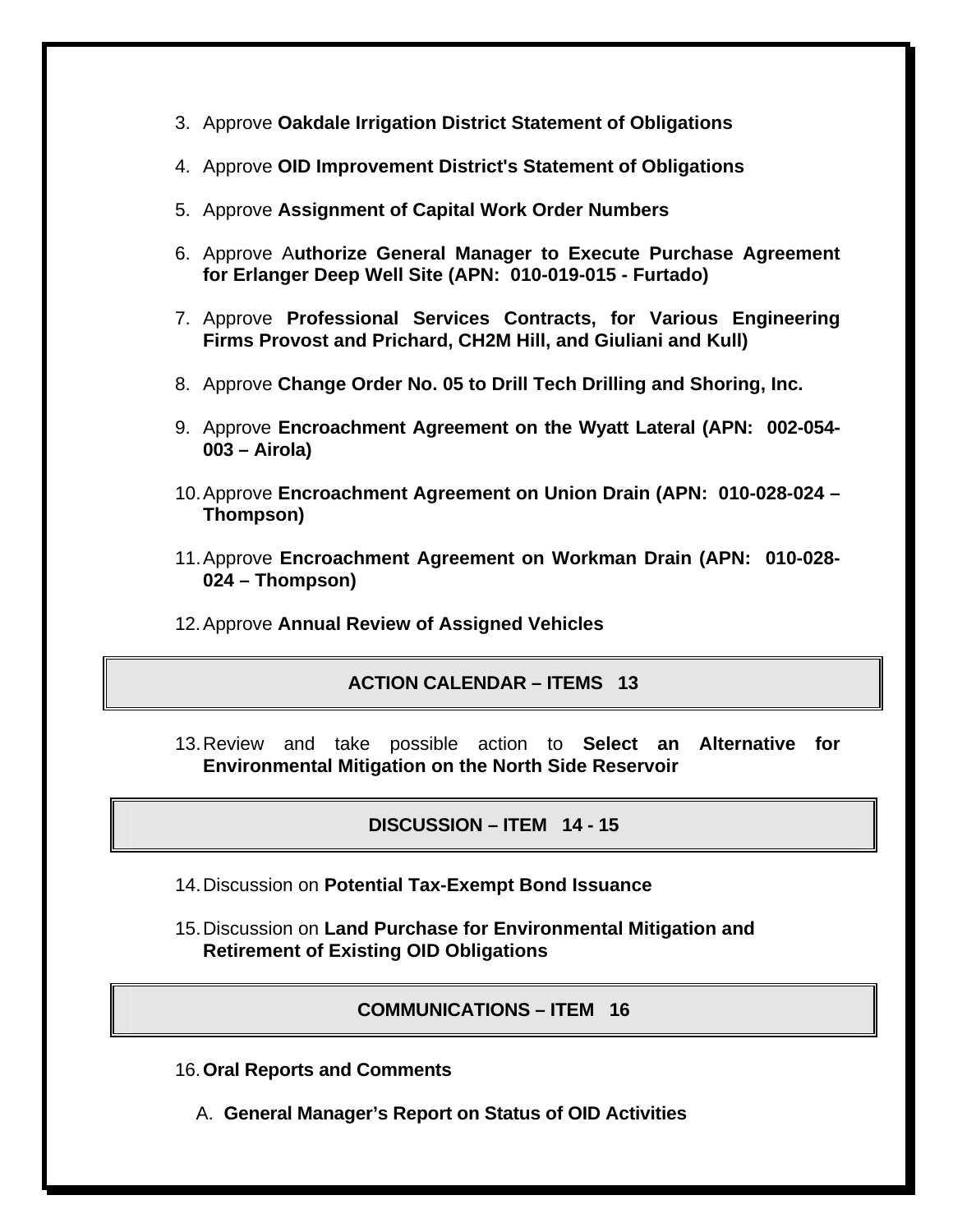3. Approve **Oakdale Irrigation District Statement of Obligations**

4. Approve **OID Improvement District's Statement of Obligations**

5. Approve **Assignment of Capital Work Order Numbers**

6. Approve A**uthorize General Manager to Execute Purchase Agreement for Erlanger Deep Well Site (APN: 010-019-015 - Furtado)**

7. Approve **Professional Services Contracts, for Various Engineering Firms Provost and Prichard, CH2M Hill, and Giuliani and Kull)**

8. Approve **Change Order No. 05 to Drill Tech Drilling and Shoring, Inc.**

9. Approve **Encroachment Agreement on the Wyatt Lateral (APN: 002-054-003 – Airola)**

10. Approve **Encroachment Agreement on Union Drain (APN: 010-028-024 – Thompson)**

11. Approve **Encroachment Agreement on Workman Drain (APN: 010-028-024 – Thompson)**

12. Approve **Annual Review of Assigned Vehicles**

## ACTION CALENDAR – ITEMS 13

13. Review and take possible action to **Select an Alternative for Environmental Mitigation on the North Side Reservoir**

## DISCUSSION – ITEM 14 - 15

14. Discussion on **Potential Tax-Exempt Bond Issuance**

15. Discussion on **Land Purchase for Environmental Mitigation and Retirement of Existing OID Obligations**

## COMMUNICATIONS – ITEM 16

16. **Oral Reports and Comments**

    A. **General Manager's Report on Status of OID Activities**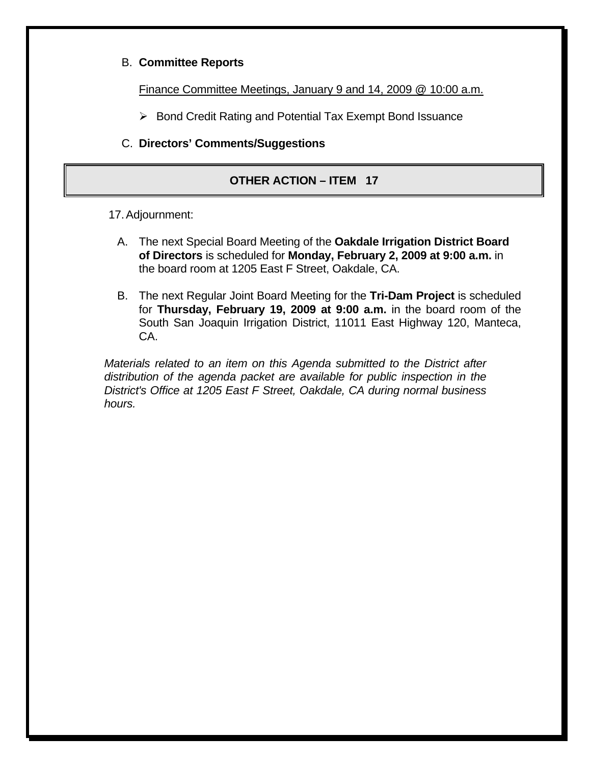B. **Committee Reports**

Finance Committee Meetings, January 9 and 14, 2009 @ 10:00 a.m.

- Bond Credit Rating and Potential Tax Exempt Bond Issuance

C. **Directors' Comments/Suggestions**

## OTHER ACTION – ITEM 17

17. Adjournment:

A. The next Special Board Meeting of the **Oakdale Irrigation District Board of Directors** is scheduled for **Monday, February 2, 2009 at 9:00 a.m.** in the board room at 1205 East F Street, Oakdale, CA.

B. The next Regular Joint Board Meeting for the **Tri-Dam Project** is scheduled for **Thursday, February 19, 2009 at 9:00 a.m.** in the board room of the South San Joaquin Irrigation District, 11011 East Highway 120, Manteca, CA.

*Materials related to an item on this Agenda submitted to the District after distribution of the agenda packet are available for public inspection in the District's Office at 1205 East F Street, Oakdale, CA during normal business hours.*